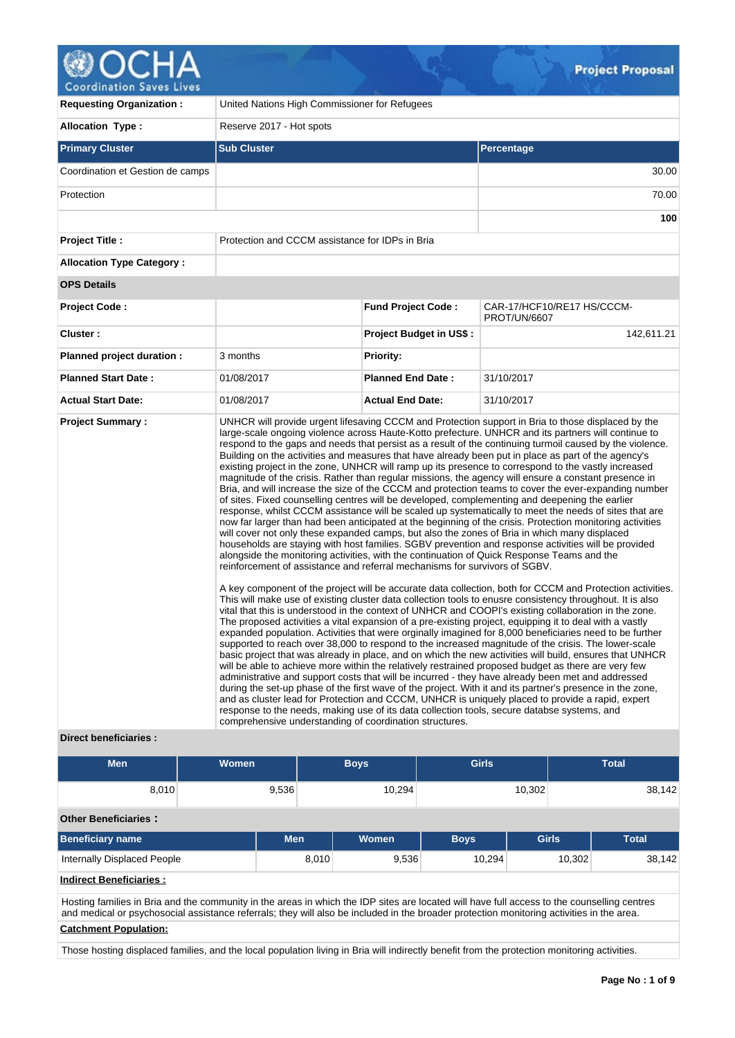# Project Proposal

| | |
|---|---|
| **Requesting Organization :** | United Nations High Commissioner for Refugees |
| **Allocation Type :** | Reserve 2017 - Hot spots |

| Primary Cluster | Sub Cluster | Percentage |
|---|---|---|
| Coordination et Gestion de camps | | 30.00 |
| Protection | | 70.00 |
| | | **100** |

| | |
|---|---|
| **Project Title :** | Protection and CCCM assistance for IDPs in Bria |
| **Allocation Type Category :** | |

**OPS Details**

| | | | |
|---|---|---|---|
| **Project Code :** | | **Fund Project Code :** | CAR-17/HCF10/RE17 HS/CCCM-PROT/UN/6607 |
| **Cluster :** | | **Project Budget in US$ :** | 142,611.21 |
| **Planned project duration :** | 3 months | **Priority:** | |
| **Planned Start Date :** | 01/08/2017 | **Planned End Date :** | 31/10/2017 |
| **Actual Start Date:** | 01/08/2017 | **Actual End Date:** | 31/10/2017 |

**Project Summary :**

UNHCR will provide urgent lifesaving CCCM and Protection support in Bria to those displaced by the large-scale ongoing violence across Haute-Kotto prefecture. UNHCR and its partners will continue to respond to the gaps and needs that persist as a result of the continuing turmoil caused by the violence. Building on the activities and measures that have already been put in place as part of the agency's existing project in the zone, UNHCR will ramp up its presence to correspond to the vastly increased magnitude of the crisis. Rather than regular missions, the agency will ensure a constant presence in Bria, and will increase the size of the CCCM and protection teams to cover the ever-expanding number of sites. Fixed counselling centres will be developed, complementing and deepening the earlier response, whilst CCCM assistance will be scaled up systematically to meet the needs of sites that are now far larger than had been anticipated at the beginning of the crisis. Protection monitoring activities will cover not only these expanded camps, but also the zones of Bria in which many displaced households are staying with host families. SGBV prevention and response activities will be provided alongside the monitoring activities, with the continuation of Quick Response Teams and the reinforcement of assistance and referral mechanisms for survivors of SGBV.

A key component of the project will be accurate data collection, both for CCCM and Protection activities. This will make use of existing cluster data collection tools to ensure consistency throughout. It is also vital that this is understood in the context of UNHCR and COOPI's existing collaboration in the zone. The proposed activities a vital expansion of a pre-existing project, equipping it to deal with a vastly expanded population. Activities that were orginally imagined for 8,000 beneficiaries need to be further supported to reach over 38,000 to respond to the increased magnitude of the crisis. The lower-scale basic project that was already in place, and on which the new activities will build, ensures that UNHCR will be able to achieve more within the relatively restrained proposed budget as there are very few administrative and support costs that will be incurred - they have already been met and addressed during the set-up phase of the first wave of the project. With it and its partner's presence in the zone, and as cluster lead for Protection and CCCM, UNHCR is uniquely placed to provide a rapid, expert response to the needs, making use of its data collection tools, secure databse systems, and comprehensive understanding of coordination structures.

**Direct beneficiaries :**

| Men | Women | Boys | Girls | Total |
|---|---|---|---|---|
| 8,010 | 9,536 | 10,294 | 10,302 | 38,142 |

**Other Beneficiaries :**

| Beneficiary name | Men | Women | Boys | Girls | Total |
|---|---|---|---|---|---|
| Internally Displaced People | 8,010 | 9,536 | 10,294 | 10,302 | 38,142 |

**Indirect Beneficiaries :**

Hosting families in Bria and the community in the areas in which the IDP sites are located will have full access to the counselling centres and medical or psychosocial assistance referrals; they will also be included in the broader protection monitoring activities in the area.

**Catchment Population:**

Those hosting displaced families, and the local population living in Bria will indirectly benefit from the protection monitoring activities.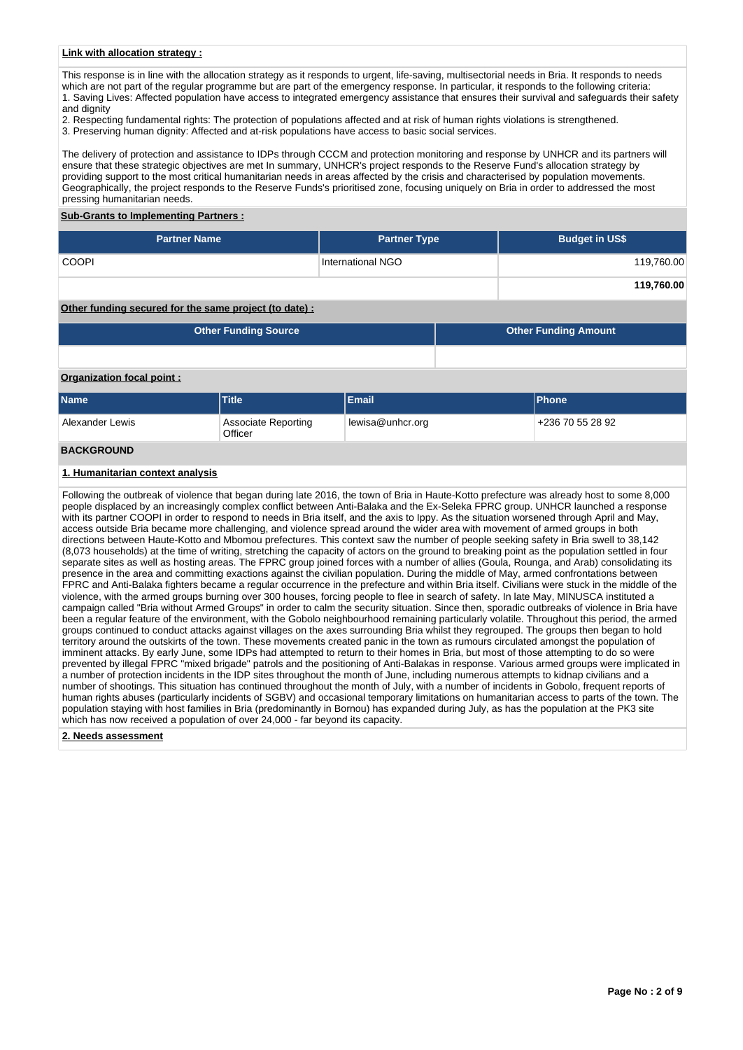**Link with allocation strategy :**

This response is in line with the allocation strategy as it responds to urgent, life-saving, multisectorial needs in Bria. It responds to needs which are not part of the regular programme but are part of the emergency response. In particular, it responds to the following criteria:
1. Saving Lives: Affected population have access to integrated emergency assistance that ensures their survival and safeguards their safety and dignity
2. Respecting fundamental rights: The protection of populations affected and at risk of human rights violations is strengthened.
3. Preserving human dignity: Affected and at-risk populations have access to basic social services.

The delivery of protection and assistance to IDPs through CCCM and protection monitoring and response by UNHCR and its partners will ensure that these strategic objectives are met In summary, UNHCR's project responds to the Reserve Fund's allocation strategy by providing support to the most critical humanitarian needs in areas affected by the crisis and characterised by population movements. Geographically, the project responds to the Reserve Funds's prioritised zone, focusing uniquely on Bria in order to addressed the most pressing humanitarian needs.

**Sub-Grants to Implementing Partners :**

| Partner Name | Partner Type | Budget in US$ |
|---|---|---|
| COOPI | International NGO | 119,760.00 |
| | | **119,760.00** |

**Other funding secured for the same project (to date) :**

| Other Funding Source | Other Funding Amount |
|---|---|
| | |

**Organization focal point :**

| Name | Title | Email | Phone |
|---|---|---|---|
| Alexander Lewis | Associate Reporting Officer | lewisa@unhcr.org | +236 70 55 28 92 |

## BACKGROUND

**1. Humanitarian context analysis**

Following the outbreak of violence that began during late 2016, the town of Bria in Haute-Kotto prefecture was already host to some 8,000 people displaced by an increasingly complex conflict between Anti-Balaka and the Ex-Seleka FPRC group. UNHCR launched a response with its partner COOPI in order to respond to needs in Bria itself, and the axis to Ippy. As the situation worsened through April and May, access outside Bria became more challenging, and violence spread around the wider area with movement of armed groups in both directions between Haute-Kotto and Mbomou prefectures. This context saw the number of people seeking safety in Bria swell to 38,142 (8,073 households) at the time of writing, stretching the capacity of actors on the ground to breaking point as the population settled in four separate sites as well as hosting areas. The FPRC group joined forces with a number of allies (Goula, Rounga, and Arab) consolidating its presence in the area and committing exactions against the civilian population. During the middle of May, armed confrontations between FPRC and Anti-Balaka fighters became a regular occurrence in the prefecture and within Bria itself. Civilians were stuck in the middle of the violence, with the armed groups burning over 300 houses, forcing people to flee in search of safety. In late May, MINUSCA instituted a campaign called "Bria without Armed Groups" in order to calm the security situation. Since then, sporadic outbreaks of violence in Bria have been a regular feature of the environment, with the Gobolo neighbourhood remaining particularly volatile. Throughout this period, the armed groups continued to conduct attacks against villages on the axes surrounding Bria whilst they regrouped. The groups then began to hold territory around the outskirts of the town. These movements created panic in the town as rumours circulated amongst the population of imminent attacks. By early June, some IDPs had attempted to return to their homes in Bria, but most of those attempting to do so were prevented by illegal FPRC "mixed brigade" patrols and the positioning of Anti-Balakas in response. Various armed groups were implicated in a number of protection incidents in the IDP sites throughout the month of June, including numerous attempts to kidnap civilians and a number of shootings. This situation has continued throughout the month of July, with a number of incidents in Gobolo, frequent reports of human rights abuses (particularly incidents of SGBV) and occasional temporary limitations on humanitarian access to parts of the town. The population staying with host families in Bria (predominantly in Bornou) has expanded during July, as has the population at the PK3 site which has now received a population of over 24,000 - far beyond its capacity.

**2. Needs assessment**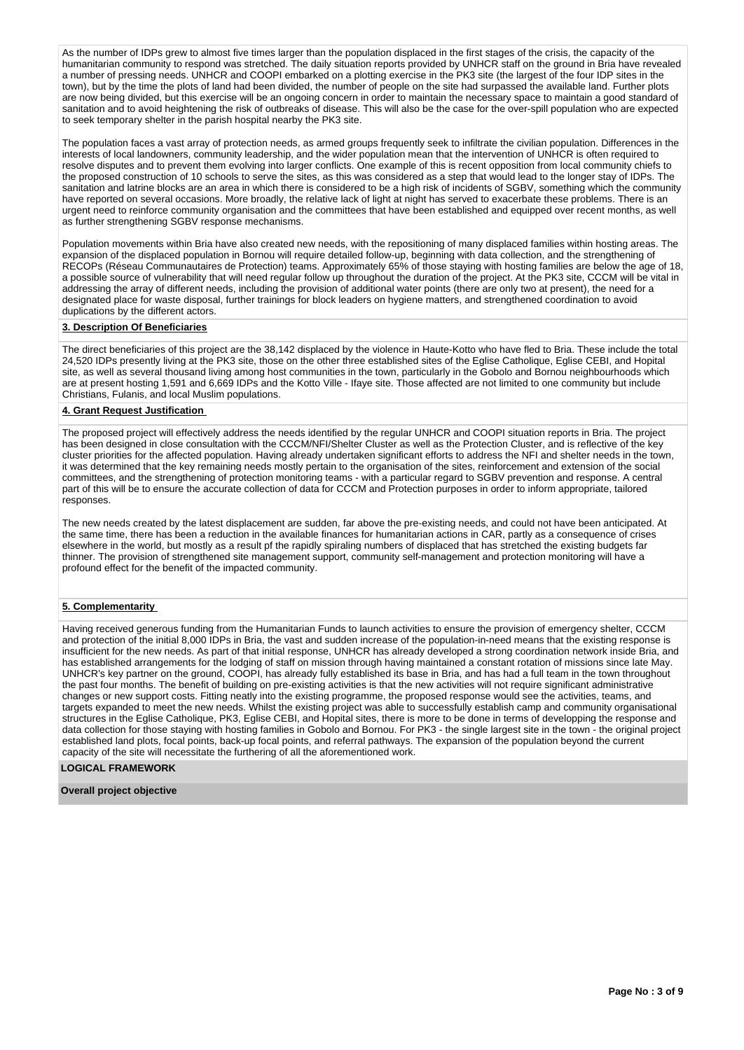As the number of IDPs grew to almost five times larger than the population displaced in the first stages of the crisis, the capacity of the humanitarian community to respond was stretched. The daily situation reports provided by UNHCR staff on the ground in Bria have revealed a number of pressing needs. UNHCR and COOPI embarked on a plotting exercise in the PK3 site (the largest of the four IDP sites in the town), but by the time the plots of land had been divided, the number of people on the site had surpassed the available land. Further plots are now being divided, but this exercise will be an ongoing concern in order to maintain the necessary space to maintain a good standard of sanitation and to avoid heightening the risk of outbreaks of disease. This will also be the case for the over-spill population who are expected to seek temporary shelter in the parish hospital nearby the PK3 site.

The population faces a vast array of protection needs, as armed groups frequently seek to infiltrate the civilian population. Differences in the interests of local landowners, community leadership, and the wider population mean that the intervention of UNHCR is often required to resolve disputes and to prevent them evolving into larger conflicts. One example of this is recent opposition from local community chiefs to the proposed construction of 10 schools to serve the sites, as this was considered as a step that would lead to the longer stay of IDPs. The sanitation and latrine blocks are an area in which there is considered to be a high risk of incidents of SGBV, something which the community have reported on several occasions. More broadly, the relative lack of light at night has served to exacerbate these problems. There is an urgent need to reinforce community organisation and the committees that have been established and equipped over recent months, as well as further strengthening SGBV response mechanisms.

Population movements within Bria have also created new needs, with the repositioning of many displaced families within hosting areas. The expansion of the displaced population in Bornou will require detailed follow-up, beginning with data collection, and the strengthening of RECOPs (Réseau Communautaires de Protection) teams. Approximately 65% of those staying with hosting families are below the age of 18, a possible source of vulnerability that will need regular follow up throughout the duration of the project. At the PK3 site, CCCM will be vital in addressing the array of different needs, including the provision of additional water points (there are only two at present), the need for a designated place for waste disposal, further trainings for block leaders on hygiene matters, and strengthened coordination to avoid duplications by the different actors.

## 3. Description Of Beneficiaries

The direct beneficiaries of this project are the 38,142 displaced by the violence in Haute-Kotto who have fled to Bria. These include the total 24,520 IDPs presently living at the PK3 site, those on the other three established sites of the Eglise Catholique, Eglise CEBI, and Hopital site, as well as several thousand living among host communities in the town, particularly in the Gobolo and Bornou neighbourhoods which are at present hosting 1,591 and 6,669 IDPs and the Kotto Ville - Ifaye site. Those affected are not limited to one community but include Christians, Fulanis, and local Muslim populations.

## 4. Grant Request Justification

The proposed project will effectively address the needs identified by the regular UNHCR and COOPI situation reports in Bria. The project has been designed in close consultation with the CCCM/NFI/Shelter Cluster as well as the Protection Cluster, and is reflective of the key cluster priorities for the affected population. Having already undertaken significant efforts to address the NFI and shelter needs in the town, it was determined that the key remaining needs mostly pertain to the organisation of the sites, reinforcement and extension of the social committees, and the strengthening of protection monitoring teams - with a particular regard to SGBV prevention and response. A central part of this will be to ensure the accurate collection of data for CCCM and Protection purposes in order to inform appropriate, tailored responses.

The new needs created by the latest displacement are sudden, far above the pre-existing needs, and could not have been anticipated. At the same time, there has been a reduction in the available finances for humanitarian actions in CAR, partly as a consequence of crises elsewhere in the world, but mostly as a result pf the rapidly spiraling numbers of displaced that has stretched the existing budgets far thinner. The provision of strengthened site management support, community self-management and protection monitoring will have a profound effect for the benefit of the impacted community.

## 5. Complementarity

Having received generous funding from the Humanitarian Funds to launch activities to ensure the provision of emergency shelter, CCCM and protection of the initial 8,000 IDPs in Bria, the vast and sudden increase of the population-in-need means that the existing response is insufficient for the new needs. As part of that initial response, UNHCR has already developed a strong coordination network inside Bria, and has established arrangements for the lodging of staff on mission through having maintained a constant rotation of missions since late May. UNHCR's key partner on the ground, COOPI, has already fully established its base in Bria, and has had a full team in the town throughout the past four months. The benefit of building on pre-existing activities is that the new activities will not require significant administrative changes or new support costs. Fitting neatly into the existing programme, the proposed response would see the activities, teams, and targets expanded to meet the new needs. Whilst the existing project was able to successfully establish camp and community organisational structures in the Eglise Catholique, PK3, Eglise CEBI, and Hopital sites, there is more to be done in terms of developping the response and data collection for those staying with hosting families in Gobolo and Bornou. For PK3 - the single largest site in the town - the original project established land plots, focal points, back-up focal points, and referral pathways. The expansion of the population beyond the current capacity of the site will necessitate the furthering of all the aforementioned work.

## LOGICAL FRAMEWORK

### Overall project objective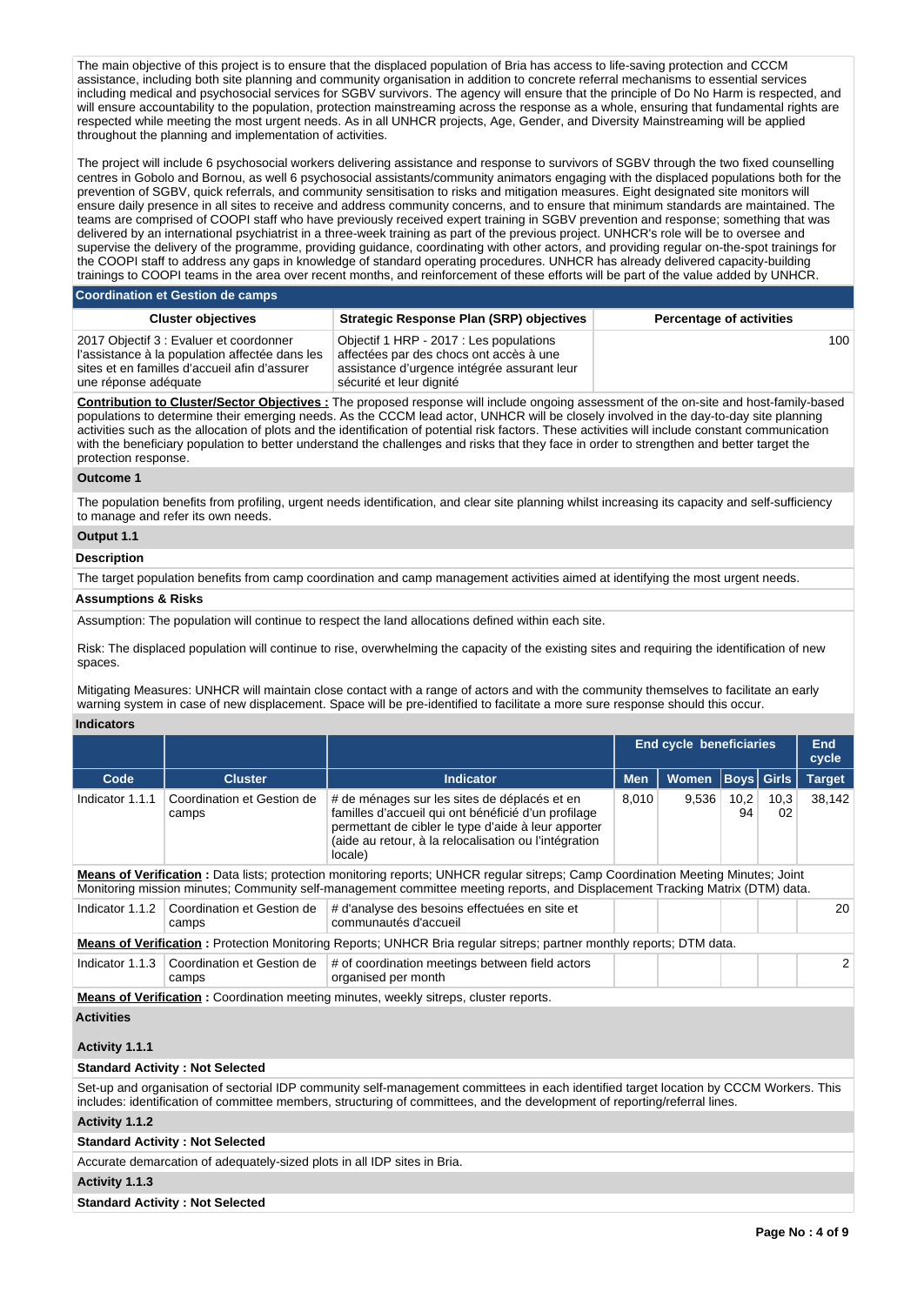The main objective of this project is to ensure that the displaced population of Bria has access to life-saving protection and CCCM assistance, including both site planning and community organisation in addition to concrete referral mechanisms to essential services including medical and psychosocial services for SGBV survivors. The agency will ensure that the principle of Do No Harm is respected, and will ensure accountability to the population, protection mainstreaming across the response as a whole, ensuring that fundamental rights are respected while meeting the most urgent needs. As in all UNHCR projects, Age, Gender, and Diversity Mainstreaming will be applied throughout the planning and implementation of activities.

The project will include 6 psychosocial workers delivering assistance and response to survivors of SGBV through the two fixed counselling centres in Gobolo and Bornou, as well 6 psychosocial assistants/community animators engaging with the displaced populations both for the prevention of SGBV, quick referrals, and community sensitisation to risks and mitigation measures. Eight designated site monitors will ensure daily presence in all sites to receive and address community concerns, and to ensure that minimum standards are maintained. The teams are comprised of COOPI staff who have previously received expert training in SGBV prevention and response; something that was delivered by an international psychiatrist in a three-week training as part of the previous project. UNHCR's role will be to oversee and supervise the delivery of the programme, providing guidance, coordinating with other actors, and providing regular on-the-spot trainings for the COOPI staff to address any gaps in knowledge of standard operating procedures. UNHCR has already delivered capacity-building trainings to COOPI teams in the area over recent months, and reinforcement of these efforts will be part of the value added by UNHCR.

## Coordination et Gestion de camps

| Cluster objectives | Strategic Response Plan (SRP) objectives | Percentage of activities |
|---|---|---|
| 2017 Objectif 3 : Evaluer et coordonner l'assistance à la population affectée dans les sites et en familles d'accueil afin d'assurer une réponse adéquate | Objectif 1 HRP - 2017 : Les populations affectées par des chocs ont accès à une assistance d'urgence intégrée assurant leur sécurité et leur dignité | 100 |

**Contribution to Cluster/Sector Objectives :** The proposed response will include ongoing assessment of the on-site and host-family-based populations to determine their emerging needs. As the CCCM lead actor, UNHCR will be closely involved in the day-to-day site planning activities such as the allocation of plots and the identification of potential risk factors. These activities will include constant communication with the beneficiary population to better understand the challenges and risks that they face in order to strengthen and better target the protection response.

### Outcome 1

The population benefits from profiling, urgent needs identification, and clear site planning whilst increasing its capacity and self-sufficiency to manage and refer its own needs.

### Output 1.1

**Description**

The target population benefits from camp coordination and camp management activities aimed at identifying the most urgent needs.

**Assumptions & Risks**

Assumption: The population will continue to respect the land allocations defined within each site.

Risk: The displaced population will continue to rise, overwhelming the capacity of the existing sites and requiring the identification of new spaces.

Mitigating Measures: UNHCR will maintain close contact with a range of actors and with the community themselves to facilitate an early warning system in case of new displacement. Space will be pre-identified to facilitate a more sure response should this occur.

**Indicators**

| | | | End cycle beneficiaries | | | | End cycle |
|---|---|---|---|---|---|---|---|
| **Code** | **Cluster** | **Indicator** | **Men** | **Women** | **Boys** | **Girls** | **Target** |
| Indicator 1.1.1 | Coordination et Gestion de camps | # de ménages sur les sites de déplacés et en familles d'accueil qui ont bénéficié d'un profilage permettant de cibler le type d'aide à leur apporter (aide au retour, à la relocalisation ou l'intégration locale) | 8,010 | 9,536 | 10,294 | 10,302 | 38,142 |
| **Means of Verification :** Data lists; protection monitoring reports; UNHCR regular sitreps; Camp Coordination Meeting Minutes; Joint Monitoring mission minutes; Community self-management committee meeting reports, and Displacement Tracking Matrix (DTM) data. | | | | | | | |
| Indicator 1.1.2 | Coordination et Gestion de camps | # d'analyse des besoins effectuées en site et communautés d'accueil | | | | | 20 |
| **Means of Verification :** Protection Monitoring Reports; UNHCR Bria regular sitreps; partner monthly reports; DTM data. | | | | | | | |
| Indicator 1.1.3 | Coordination et Gestion de camps | # of coordination meetings between field actors organised per month | | | | | 2 |
| **Means of Verification :** Coordination meeting minutes, weekly sitreps, cluster reports. | | | | | | | |

### Activities

**Activity 1.1.1**

**Standard Activity : Not Selected**

Set-up and organisation of sectorial IDP community self-management committees in each identified target location by CCCM Workers. This includes: identification of committee members, structuring of committees, and the development of reporting/referral lines.

**Activity 1.1.2**

**Standard Activity : Not Selected**

Accurate demarcation of adequately-sized plots in all IDP sites in Bria.

**Activity 1.1.3**

**Standard Activity : Not Selected**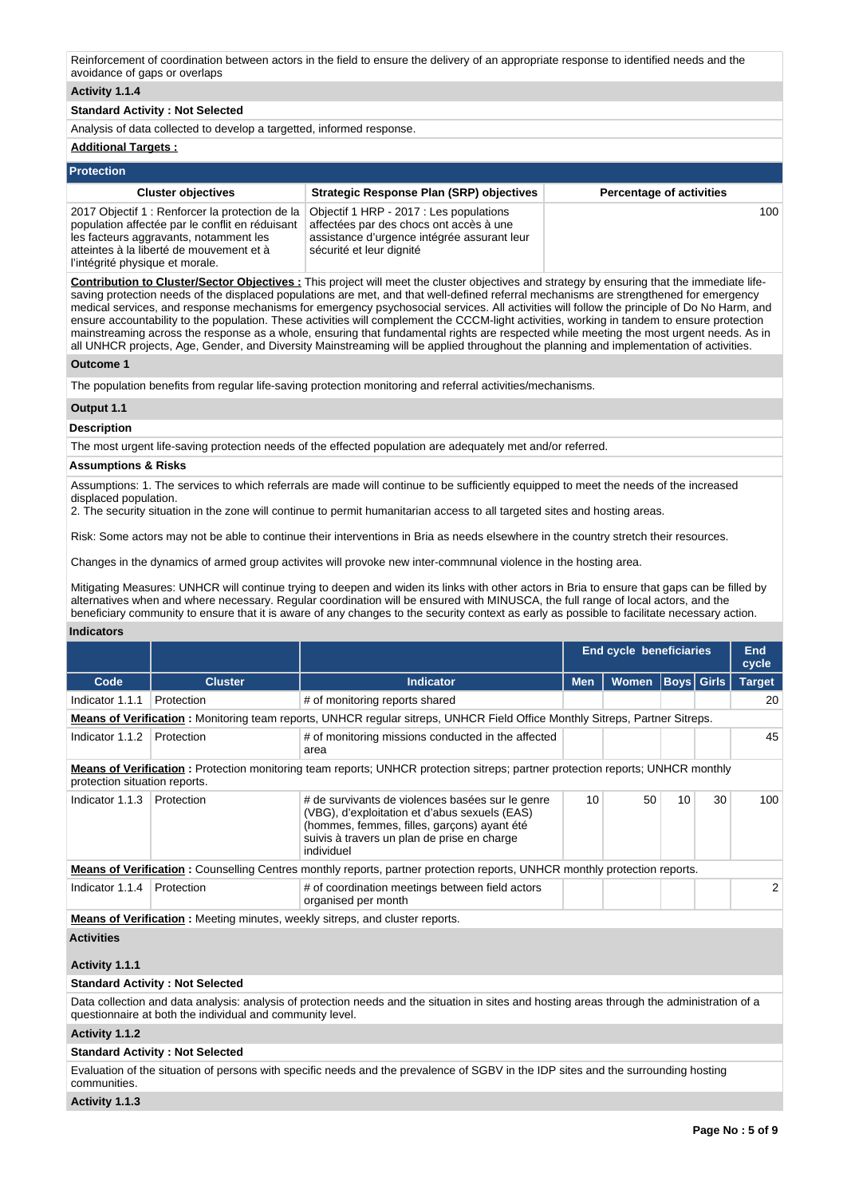Reinforcement of coordination between actors in the field to ensure the delivery of an appropriate response to identified needs and the avoidance of gaps or overlaps

**Activity 1.1.4**

**Standard Activity : Not Selected**

Analysis of data collected to develop a targetted, informed response.

**Additional Targets :**

## Protection

| Cluster objectives | Strategic Response Plan (SRP) objectives | Percentage of activities |
|---|---|---|
| 2017 Objectif 1 : Renforcer la protection de la population affectée par le conflit en réduisant les facteurs aggravants, notamment les atteintes à la liberté de mouvement et à l'intégrité physique et morale. | Objectif 1 HRP - 2017 : Les populations affectées par des chocs ont accès à une assistance d'urgence intégrée assurant leur sécurité et leur dignité | 100 |

**Contribution to Cluster/Sector Objectives :** This project will meet the cluster objectives and strategy by ensuring that the immediate life-saving protection needs of the displaced populations are met, and that well-defined referral mechanisms are strengthened for emergency medical services, and response mechanisms for emergency psychosocial services. All activities will follow the principle of Do No Harm, and ensure accountability to the population. These activities will complement the CCCM-light activities, working in tandem to ensure protection mainstreaming across the response as a whole, ensuring that fundamental rights are respected while meeting the most urgent needs. As in all UNHCR projects, Age, Gender, and Diversity Mainstreaming will be applied throughout the planning and implementation of activities.

**Outcome 1**

The population benefits from regular life-saving protection monitoring and referral activities/mechanisms.

**Output 1.1**

**Description**

The most urgent life-saving protection needs of the effected population are adequately met and/or referred.

**Assumptions & Risks**

Assumptions: 1. The services to which referrals are made will continue to be sufficiently equipped to meet the needs of the increased displaced population.
2. The security situation in the zone will continue to permit humanitarian access to all targeted sites and hosting areas.

Risk: Some actors may not be able to continue their interventions in Bria as needs elsewhere in the country stretch their resources.

Changes in the dynamics of armed group activites will provoke new inter-commnunal violence in the hosting area.

Mitigating Measures: UNHCR will continue trying to deepen and widen its links with other actors in Bria to ensure that gaps can be filled by alternatives when and where necessary. Regular coordination will be ensured with MINUSCA, the full range of local actors, and the beneficiary community to ensure that it is aware of any changes to the security context as early as possible to facilitate necessary action.

**Indicators**

| | | | End cycle beneficiaries | | | | End cycle |
|---|---|---|---|---|---|---|---|
| **Code** | **Cluster** | **Indicator** | **Men** | **Women** | **Boys** | **Girls** | **Target** |
| Indicator 1.1.1 | Protection | # of monitoring reports shared | | | | | 20 |
| **Means of Verification :** Monitoring team reports, UNHCR regular sitreps, UNHCR Field Office Monthly Sitreps, Partner Sitreps. | | | | | | | |
| Indicator 1.1.2 | Protection | # of monitoring missions conducted in the affected area | | | | | 45 |
| **Means of Verification :** Protection monitoring team reports; UNHCR protection sitreps; partner protection reports; UNHCR monthly protection situation reports. | | | | | | | |
| Indicator 1.1.3 | Protection | # de survivants de violences basées sur le genre (VBG), d'exploitation et d'abus sexuels (EAS) (hommes, femmes, filles, garçons) ayant été suivis à travers un plan de prise en charge individuel | 10 | 50 | 10 | 30 | 100 |
| **Means of Verification :** Counselling Centres monthly reports, partner protection reports, UNHCR monthly protection reports. | | | | | | | |
| Indicator 1.1.4 | Protection | # of coordination meetings between field actors organised per month | | | | | 2 |
| **Means of Verification :** Meeting minutes, weekly sitreps, and cluster reports. | | | | | | | |

**Activities**

**Activity 1.1.1**

**Standard Activity : Not Selected**

Data collection and data analysis: analysis of protection needs and the situation in sites and hosting areas through the administration of a questionnaire at both the individual and community level.

**Activity 1.1.2**

**Standard Activity : Not Selected**

Evaluation of the situation of persons with specific needs and the prevalence of SGBV in the IDP sites and the surrounding hosting communities.

**Activity 1.1.3**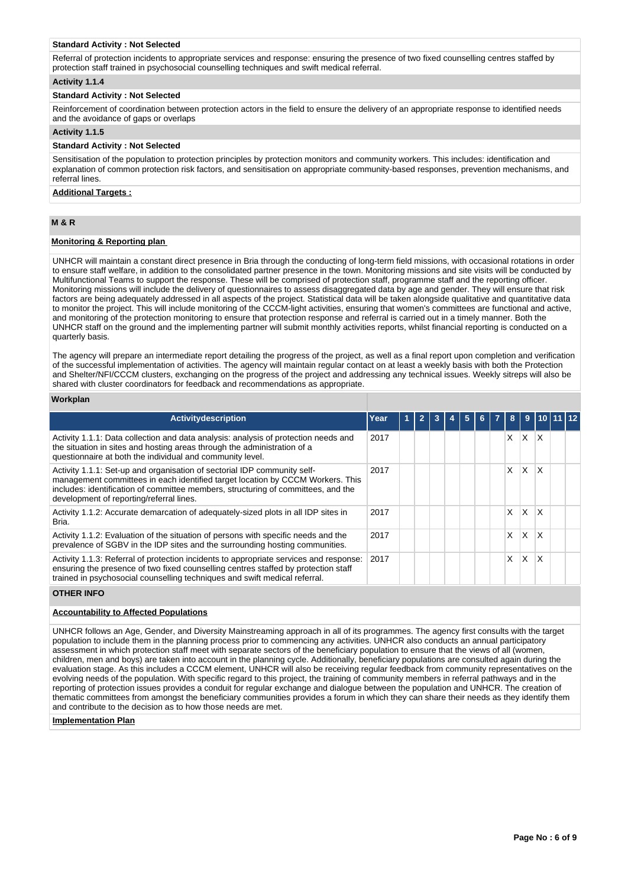**Standard Activity : Not Selected**

Referral of protection incidents to appropriate services and response: ensuring the presence of two fixed counselling centres staffed by protection staff trained in psychosocial counselling techniques and swift medical referral.

**Activity 1.1.4**

**Standard Activity : Not Selected**

Reinforcement of coordination between protection actors in the field to ensure the delivery of an appropriate response to identified needs and the avoidance of gaps or overlaps

**Activity 1.1.5**

**Standard Activity : Not Selected**

Sensitisation of the population to protection principles by protection monitors and community workers. This includes: identification and explanation of common protection risk factors, and sensitisation on appropriate community-based responses, prevention mechanisms, and referral lines.

**Additional Targets :**

## M & R

**Monitoring & Reporting plan**

UNHCR will maintain a constant direct presence in Bria through the conducting of long-term field missions, with occasional rotations in order to ensure staff welfare, in addition to the consolidated partner presence in the town. Monitoring missions and site visits will be conducted by Multifunctional Teams to support the response. These will be comprised of protection staff, programme staff and the reporting officer. Monitoring missions will include the delivery of questionnaires to assess disaggregated data by age and gender. They will ensure that risk factors are being adequately addressed in all aspects of the project. Statistical data will be taken alongside qualitative and quantitative data to monitor the project. This will include monitoring of the CCCM-light activities, ensuring that women's committees are functional and active, and monitoring of the protection monitoring to ensure that protection response and referral is carried out in a timely manner. Both the UNHCR staff on the ground and the implementing partner will submit monthly activities reports, whilst financial reporting is conducted on a quarterly basis.

The agency will prepare an intermediate report detailing the progress of the project, as well as a final report upon completion and verification of the successful implementation of activities. The agency will maintain regular contact on at least a weekly basis with both the Protection and Shelter/NFI/CCCM clusters, exchanging on the progress of the project and addressing any technical issues. Weekly sitreps will also be shared with cluster coordinators for feedback and recommendations as appropriate.

**Workplan**

| Activitydescription | Year | 1 | 2 | 3 | 4 | 5 | 6 | 7 | 8 | 9 | 10 | 11 | 12 |
|---|---|---|---|---|---|---|---|---|---|---|---|---|---|
| Activity 1.1.1: Data collection and data analysis: analysis of protection needs and the situation in sites and hosting areas through the administration of a questionnaire at both the individual and community level. | 2017 | | | | | | | | X | X | X | | |
| Activity 1.1.1: Set-up and organisation of sectorial IDP community self-management committees in each identified target location by CCCM Workers. This includes: identification of committee members, structuring of committees, and the development of reporting/referral lines. | 2017 | | | | | | | | X | X | X | | |
| Activity 1.1.2: Accurate demarcation of adequately-sized plots in all IDP sites in Bria. | 2017 | | | | | | | | X | X | X | | |
| Activity 1.1.2: Evaluation of the situation of persons with specific needs and the prevalence of SGBV in the IDP sites and the surrounding hosting communities. | 2017 | | | | | | | | X | X | X | | |
| Activity 1.1.3: Referral of protection incidents to appropriate services and response: ensuring the presence of two fixed counselling centres staffed by protection staff trained in psychosocial counselling techniques and swift medical referral. | 2017 | | | | | | | | X | X | X | | |

## OTHER INFO

**Accountability to Affected Populations**

UNHCR follows an Age, Gender, and Diversity Mainstreaming approach in all of its programmes. The agency first consults with the target population to include them in the planning process prior to commencing any activities. UNHCR also conducts an annual participatory assessment in which protection staff meet with separate sectors of the beneficiary population to ensure that the views of all (women, children, men and boys) are taken into account in the planning cycle. Additionally, beneficiary populations are consulted again during the evaluation stage. As this includes a CCCM element, UNHCR will also be receiving regular feedback from community representatives on the evolving needs of the population. With specific regard to this project, the training of community members in referral pathways and in the reporting of protection issues provides a conduit for regular exchange and dialogue between the population and UNHCR. The creation of thematic committees from amongst the beneficiary communities provides a forum in which they can share their needs as they identify them and contribute to the decision as to how those needs are met.

**Implementation Plan**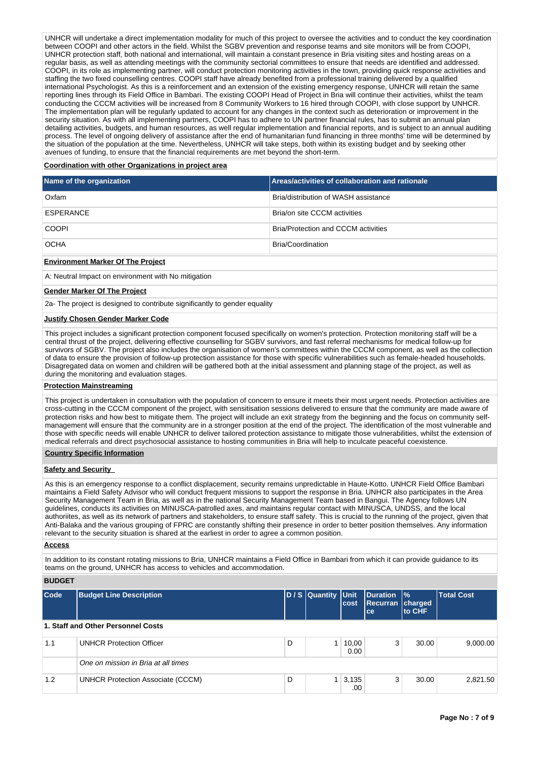UNHCR will undertake a direct implementation modality for much of this project to oversee the activities and to conduct the key coordination between COOPI and other actors in the field. Whilst the SGBV prevention and response teams and site monitors will be from COOPI, UNHCR protection staff, both national and international, will maintain a constant presence in Bria visiting sites and hosting areas on a regular basis, as well as attending meetings with the community sectorial committees to ensure that needs are identified and addressed. COOPI, in its role as implementing partner, will conduct protection monitoring activities in the town, providing quick response activities and staffing the two fixed counselling centres. COOPI staff have already benefited from a professional training delivered by a qualified international Psychologist. As this is a reinforcement and an extension of the existing emergency response, UNHCR will retain the same reporting lines through its Field Office in Bambari. The existing COOPI Head of Project in Bria will continue their activities, whilst the team conducting the CCCM activities will be increased from 8 Community Workers to 16 hired through COOPI, with close support by UNHCR. The implementation plan will be regularly updated to account for any changes in the context such as deterioration or improvement in the security situation. As with all implementing partners, COOPI has to adhere to UN partner financial rules, has to submit an annual plan detailing activities, budgets, and human resources, as well regular implementation and financial reports, and is subject to an annual auditing process. The level of ongoing delivery of assistance after the end of humanitarian fund financing in three months' time will be determined by the situation of the population at the time. Nevertheless, UNHCR will take steps, both within its existing budget and by seeking other avenues of funding, to ensure that the financial requirements are met beyond the short-term.

**Coordination with other Organizations in project area**

| Name of the organization | Areas/activities of collaboration and rationale |
|---|---|
| Oxfam | Bria/distribution of WASH assistance |
| ESPERANCE | Bria/on site CCCM activities |
| COOPI | Bria/Protection and CCCM activities |
| OCHA | Bria/Coordination |

**Environment Marker Of The Project**

A: Neutral Impact on environment with No mitigation

**Gender Marker Of The Project**

2a- The project is designed to contribute significantly to gender equality

**Justify Chosen Gender Marker Code**

This project includes a significant protection component focused specifically on women's protection. Protection monitoring staff will be a central thrust of the project, delivering effective counselling for SGBV survivors, and fast referral mechanisms for medical follow-up for survivors of SGBV. The project also includes the organisation of women's committees within the CCCM component, as well as the collection of data to ensure the provision of follow-up protection assistance for those with specific vulnerabilities such as female-headed households. Disagregated data on women and children will be gathered both at the initial assessment and planning stage of the project, as well as during the monitoring and evaluation stages.

**Protection Mainstreaming**

This project is undertaken in consultation with the population of concern to ensure it meets their most urgent needs. Protection activities are cross-cutting in the CCCM component of the project, with sensitisation sessions delivered to ensure that the community are made aware of protection risks and how best to mitigate them. The project will include an exit strategy from the beginning and the focus on community self-management will ensure that the community are in a stronger position at the end of the project. The identification of the most vulnerable and those with specific needs will enable UNHCR to deliver tailored protection assistance to mitigate those vulnerabilities, whilst the extension of medical referrals and direct psychosocial assistance to hosting communities in Bria will help to inculcate peaceful coexistence.

**Country Specific Information**

**Safety and Security**

As this is an emergency response to a conflict displacement, security remains unpredictable in Haute-Kotto. UNHCR Field Office Bambari maintains a Field Safety Advisor who will conduct frequent missions to support the response in Bria. UNHCR also participates in the Area Security Management Team in Bria, as well as in the national Security Management Team based in Bangui. The Agency follows UN guidelines, conducts its activities on MINUSCA-patrolled axes, and maintains regular contact with MINUSCA, UNDSS, and the local authoriites, as well as its network of partners and stakeholders, to ensure staff safety. This is crucial to the running of the project, given that Anti-Balaka and the various grouping of FPRC are constantly shifting their presence in order to better position themselves. Any information relevant to the security situation is shared at the earliest in order to agree a common position.

**Access**

In addition to its constant rotating missions to Bria, UNHCR maintains a Field Office in Bambari from which it can provide guidance to its teams on the ground, UNHCR has access to vehicles and accommodation.

**BUDGET**

| Code | Budget Line Description | D / S | Quantity | Unit cost | Duration Recurrance | % charged to CHF | Total Cost |
|---|---|---|---|---|---|---|---|
| **1. Staff and Other Personnel Costs** | | | | | | | |
| 1.1 | UNHCR Protection Officer | D | 1 | 10,000.00 | 3 | 30.00 | 9,000.00 |
| | *One on mission in Bria at all times* | | | | | | |
| 1.2 | UNHCR Protection Associate (CCCM) | D | 1 | 3,135.00 | 3 | 30.00 | 2,821.50 |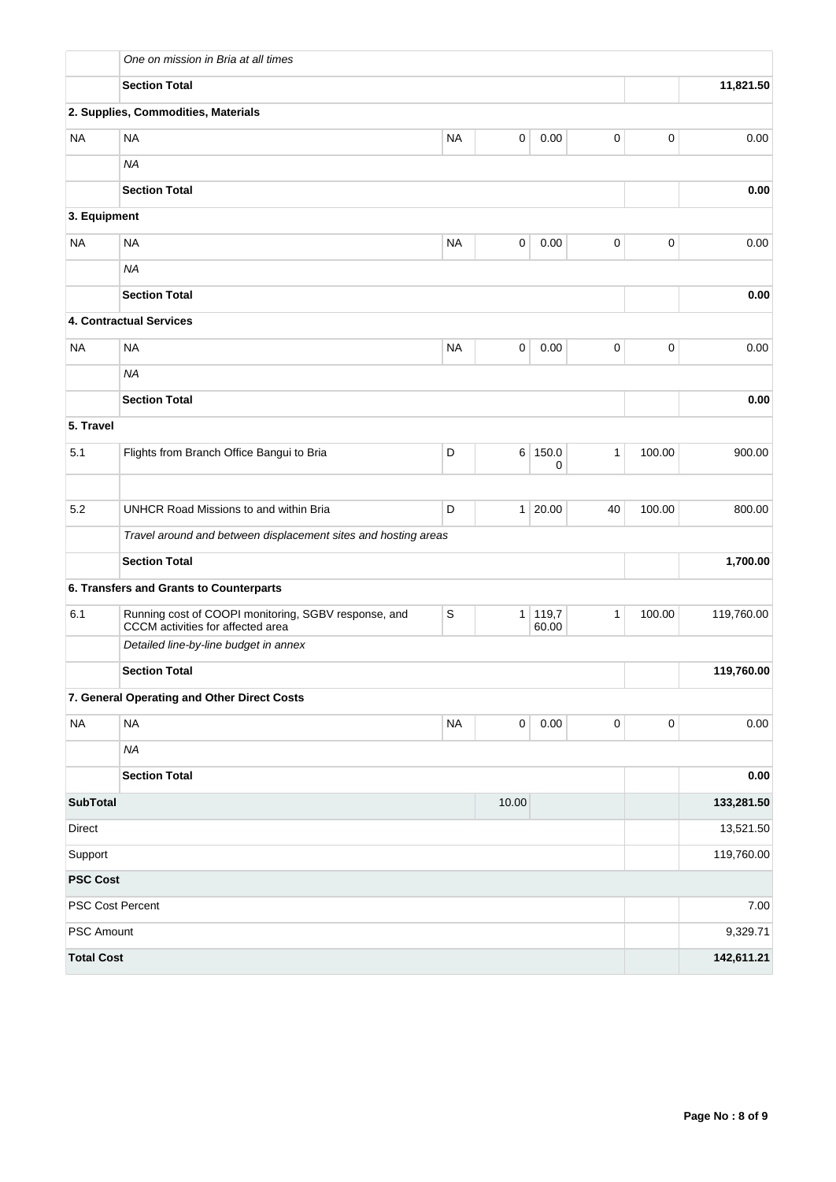| | | | | | | | |
|---|---|---|---|---|---|---|---|
| | *One on mission in Bria at all times* | | | | | | |
| | **Section Total** | | | | | | **11,821.50** |
| **2. Supplies, Commodities, Materials** | | | | | | | |
| NA | NA | NA | 0 | 0.00 | 0 | 0 | 0.00 |
| | *NA* | | | | | | |
| | **Section Total** | | | | | | **0.00** |
| **3. Equipment** | | | | | | | |
| NA | NA | NA | 0 | 0.00 | 0 | 0 | 0.00 |
| | *NA* | | | | | | |
| | **Section Total** | | | | | | **0.00** |
| **4. Contractual Services** | | | | | | | |
| NA | NA | NA | 0 | 0.00 | 0 | 0 | 0.00 |
| | *NA* | | | | | | |
| | **Section Total** | | | | | | **0.00** |
| **5. Travel** | | | | | | | |
| 5.1 | Flights from Branch Office Bangui to Bria | D | 6 | 150.00 | 1 | 100.00 | 900.00 |
| | | | | | | | |
| 5.2 | UNHCR Road Missions to and within Bria | D | 1 | 20.00 | 40 | 100.00 | 800.00 |
| | *Travel around and between displacement sites and hosting areas* | | | | | | |
| | **Section Total** | | | | | | **1,700.00** |
| **6. Transfers and Grants to Counterparts** | | | | | | | |
| 6.1 | Running cost of COOPI monitoring, SGBV response, and CCCM activities for affected area | S | 1 | 119,760.00 | 1 | 100.00 | 119,760.00 |
| | *Detailed line-by-line budget in annex* | | | | | | |
| | **Section Total** | | | | | | **119,760.00** |
| **7. General Operating and Other Direct Costs** | | | | | | | |
| NA | NA | NA | 0 | 0.00 | 0 | 0 | 0.00 |
| | *NA* | | | | | | |
| | **Section Total** | | | | | | **0.00** |
| **SubTotal** | | | 10.00 | | | | **133,281.50** |
| Direct | | | | | | | 13,521.50 |
| Support | | | | | | | 119,760.00 |
| **PSC Cost** | | | | | | | |
| PSC Cost Percent | | | | | | | 7.00 |
| PSC Amount | | | | | | | 9,329.71 |
| **Total Cost** | | | | | | | **142,611.21** |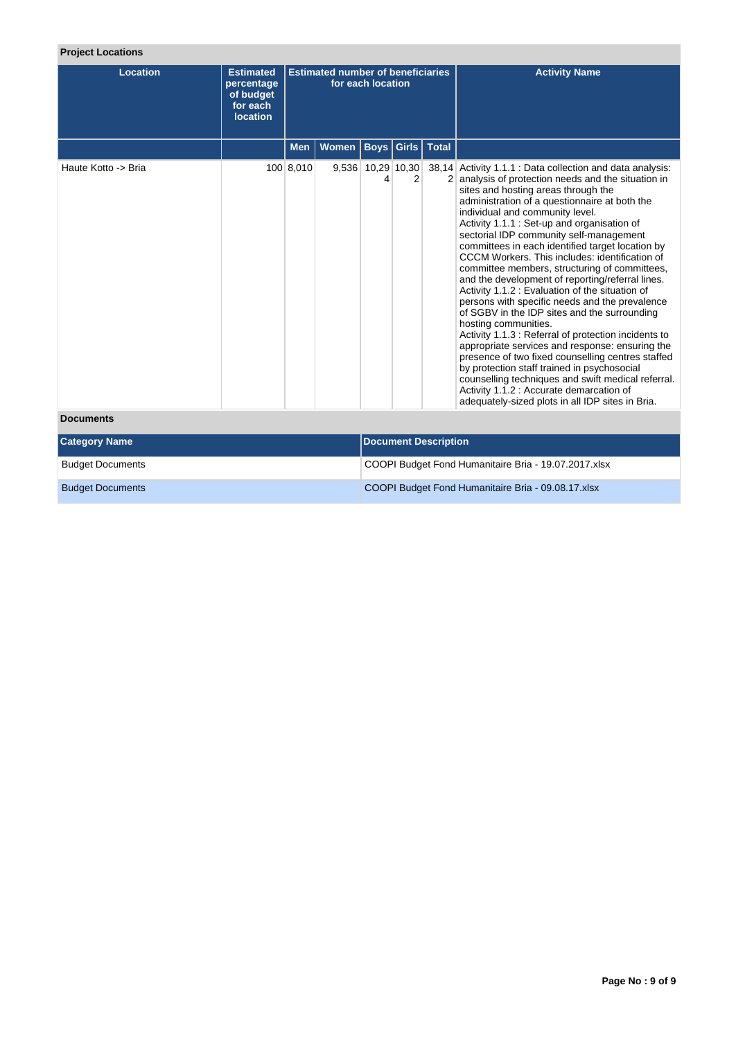**Project Locations**

| Location | Estimated percentage of budget for each location | Estimated number of beneficiaries for each location | | | | | Activity Name |
|---|---|---|---|---|---|---|---|
| | | Men | Women | Boys | Girls | Total | |
| Haute Kotto -> Bria | 100 | 8,010 | 9,536 | 10,294 | 10,302 | 38,142 | Activity 1.1.1 : Data collection and data analysis: analysis of protection needs and the situation in sites and hosting areas through the administration of a questionnaire at both the individual and community level.<br>Activity 1.1.1 : Set-up and organisation of sectorial IDP community self-management committees in each identified target location by CCCM Workers. This includes: identification of committee members, structuring of committees, and the development of reporting/referral lines.<br>Activity 1.1.2 : Evaluation of the situation of persons with specific needs and the prevalence of SGBV in the IDP sites and the surrounding hosting communities.<br>Activity 1.1.3 : Referral of protection incidents to appropriate services and response: ensuring the presence of two fixed counselling centres staffed by protection staff trained in psychosocial counselling techniques and swift medical referral.<br>Activity 1.1.2 : Accurate demarcation of adequately-sized plots in all IDP sites in Bria. |

**Documents**

| Category Name | Document Description |
|---|---|
| Budget Documents | COOPI Budget Fond Humanitaire Bria - 19.07.2017.xlsx |
| Budget Documents | COOPI Budget Fond Humanitaire Bria - 09.08.17.xlsx |